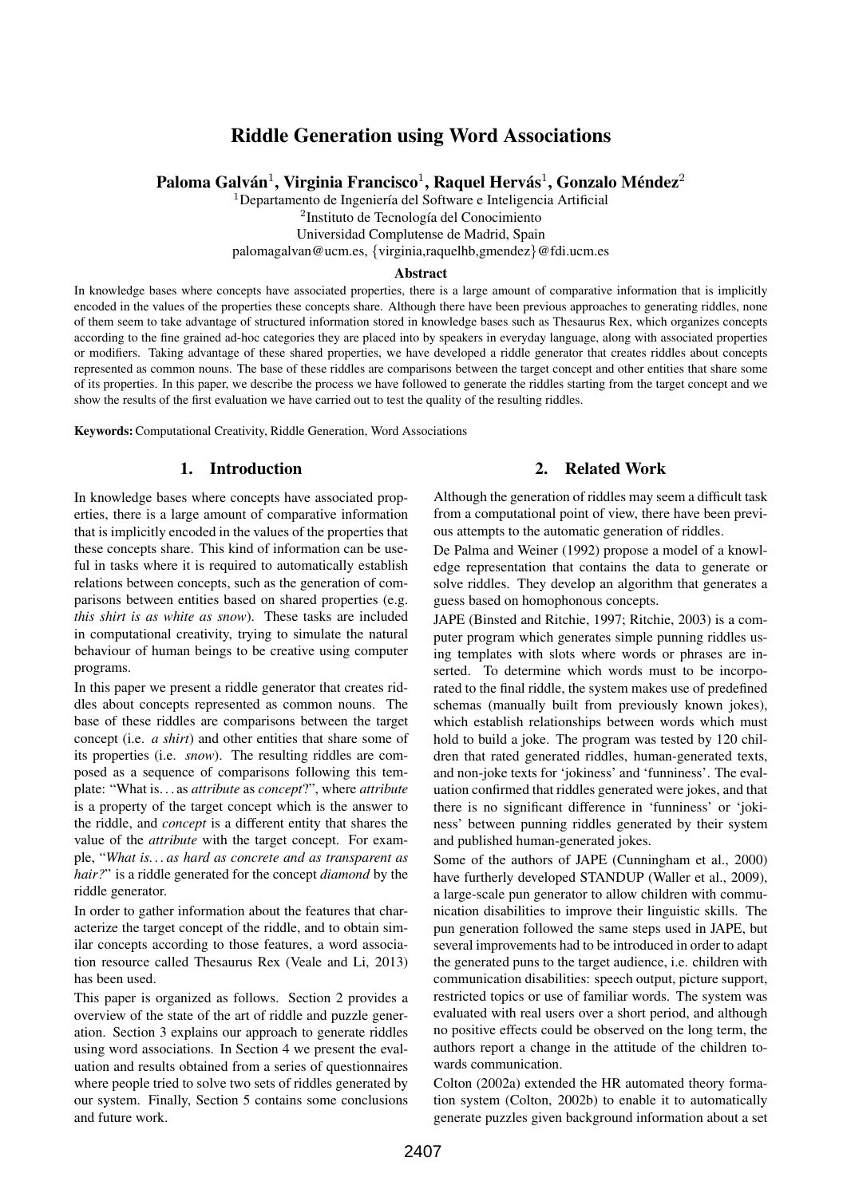# Riddle Generation using Word Associations

**Paloma Galván[1], Virginia Francisco[1], Raquel Hervás[1], Gonzalo Méndez[2]**

[1]Departamento de Ingeniería del Software e Inteligencia Artificial
[2]Instituto de Tecnología del Conocimiento
Universidad Complutense de Madrid, Spain
palomagalvan@ucm.es, {virginia,raquelhb,gmendez}@fdi.ucm.es

### Abstract

In knowledge bases where concepts have associated properties, there is a large amount of comparative information that is implicitly encoded in the values of the properties these concepts share. Although there have been previous approaches to generating riddles, none of them seem to take advantage of structured information stored in knowledge bases such as Thesaurus Rex, which organizes concepts according to the fine grained ad-hoc categories they are placed into by speakers in everyday language, along with associated properties or modifiers. Taking advantage of these shared properties, we have developed a riddle generator that creates riddles about concepts represented as common nouns. The base of these riddles are comparisons between the target concept and other entities that share some of its properties. In this paper, we describe the process we have followed to generate the riddles starting from the target concept and we show the results of the first evaluation we have carried out to test the quality of the resulting riddles.

**Keywords:** Computational Creativity, Riddle Generation, Word Associations

## 1. Introduction

In knowledge bases where concepts have associated properties, there is a large amount of comparative information that is implicitly encoded in the values of the properties that these concepts share. This kind of information can be useful in tasks where it is required to automatically establish relations between concepts, such as the generation of comparisons between entities based on shared properties (e.g. *this shirt is as white as snow*). These tasks are included in computational creativity, trying to simulate the natural behaviour of human beings to be creative using computer programs.

In this paper we present a riddle generator that creates riddles about concepts represented as common nouns. The base of these riddles are comparisons between the target concept (i.e. *a shirt*) and other entities that share some of its properties (i.e. *snow*). The resulting riddles are composed as a sequence of comparisons following this template: "What is… as *attribute* as *concept*?", where *attribute* is a property of the target concept which is the answer to the riddle, and *concept* is a different entity that shares the value of the *attribute* with the target concept. For example, "*What is… as hard as concrete and as transparent as hair?*" is a riddle generated for the concept *diamond* by the riddle generator.

In order to gather information about the features that characterize the target concept of the riddle, and to obtain similar concepts according to those features, a word association resource called Thesaurus Rex (Veale and Li, 2013) has been used.

This paper is organized as follows. Section 2 provides a overview of the state of the art of riddle and puzzle generation. Section 3 explains our approach to generate riddles using word associations. In Section 4 we present the evaluation and results obtained from a series of questionnaires where people tried to solve two sets of riddles generated by our system. Finally, Section 5 contains some conclusions and future work.

## 2. Related Work

Although the generation of riddles may seem a difficult task from a computational point of view, there have been previous attempts to the automatic generation of riddles.

De Palma and Weiner (1992) propose a model of a knowledge representation that contains the data to generate or solve riddles. They develop an algorithm that generates a guess based on homophonous concepts.

JAPE (Binsted and Ritchie, 1997; Ritchie, 2003) is a computer program which generates simple punning riddles using templates with slots where words or phrases are inserted. To determine which words must to be incorporated to the final riddle, the system makes use of predefined schemas (manually built from previously known jokes), which establish relationships between words which must hold to build a joke. The program was tested by 120 children that rated generated riddles, human-generated texts, and non-joke texts for 'jokiness' and 'funniness'. The evaluation confirmed that riddles generated were jokes, and that there is no significant difference in 'funniness' or 'jokiness' between punning riddles generated by their system and published human-generated jokes.

Some of the authors of JAPE (Cunningham et al., 2000) have furtherly developed STANDUP (Waller et al., 2009), a large-scale pun generator to allow children with communication disabilities to improve their linguistic skills. The pun generation followed the same steps used in JAPE, but several improvements had to be introduced in order to adapt the generated puns to the target audience, i.e. children with communication disabilities: speech output, picture support, restricted topics or use of familiar words. The system was evaluated with real users over a short period, and although no positive effects could be observed on the long term, the authors report a change in the attitude of the children towards communication.

Colton (2002a) extended the HR automated theory formation system (Colton, 2002b) to enable it to automatically generate puzzles given background information about a set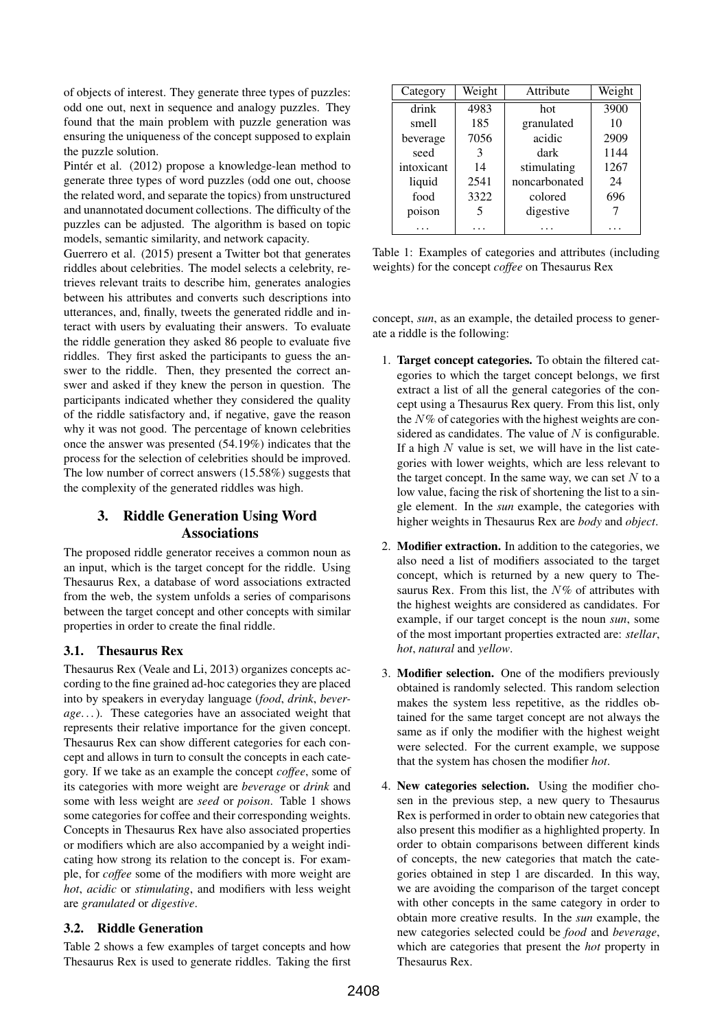of objects of interest. They generate three types of puzzles: odd one out, next in sequence and analogy puzzles. They found that the main problem with puzzle generation was ensuring the uniqueness of the concept supposed to explain the puzzle solution.

Pintér et al. (2012) propose a knowledge-lean method to generate three types of word puzzles (odd one out, choose the related word, and separate the topics) from unstructured and unannotated document collections. The difficulty of the puzzles can be adjusted. The algorithm is based on topic models, semantic similarity, and network capacity.

Guerrero et al. (2015) present a Twitter bot that generates riddles about celebrities. The model selects a celebrity, retrieves relevant traits to describe him, generates analogies between his attributes and converts such descriptions into utterances, and, finally, tweets the generated riddle and interact with users by evaluating their answers. To evaluate the riddle generation they asked 86 people to evaluate five riddles. They first asked the participants to guess the answer to the riddle. Then, they presented the correct answer and asked if they knew the person in question. The participants indicated whether they considered the quality of the riddle satisfactory and, if negative, gave the reason why it was not good. The percentage of known celebrities once the answer was presented (54.19%) indicates that the process for the selection of celebrities should be improved. The low number of correct answers (15.58%) suggests that the complexity of the generated riddles was high.

## 3. Riddle Generation Using Word Associations

The proposed riddle generator receives a common noun as an input, which is the target concept for the riddle. Using Thesaurus Rex, a database of word associations extracted from the web, the system unfolds a series of comparisons between the target concept and other concepts with similar properties in order to create the final riddle.

### 3.1. Thesaurus Rex

Thesaurus Rex (Veale and Li, 2013) organizes concepts according to the fine grained ad-hoc categories they are placed into by speakers in everyday language (*food*, *drink*, *beverage*…). These categories have an associated weight that represents their relative importance for the given concept. Thesaurus Rex can show different categories for each concept and allows in turn to consult the concepts in each category. If we take as an example the concept *coffee*, some of its categories with more weight are *beverage* or *drink* and some with less weight are *seed* or *poison*. Table 1 shows some categories for coffee and their corresponding weights. Concepts in Thesaurus Rex have also associated properties or modifiers which are also accompanied by a weight indicating how strong its relation to the concept is. For example, for *coffee* some of the modifiers with more weight are *hot*, *acidic* or *stimulating*, and modifiers with less weight are *granulated* or *digestive*.

| Category | Weight | Attribute | Weight |
|---|---|---|---|
| drink | 4983 | hot | 3900 |
| smell | 185 | granulated | 10 |
| beverage | 7056 | acidic | 2909 |
| seed | 3 | dark | 1144 |
| intoxicant | 14 | stimulating | 1267 |
| liquid | 2541 | noncarbonated | 24 |
| food | 3322 | colored | 696 |
| poison | 5 | digestive | 7 |
| … | … | … | … |

Table 1: Examples of categories and attributes (including weights) for the concept *coffee* on Thesaurus Rex

### 3.2. Riddle Generation

Table 2 shows a few examples of target concepts and how Thesaurus Rex is used to generate riddles. Taking the first concept, *sun*, as an example, the detailed process to generate a riddle is the following:

1. **Target concept categories.** To obtain the filtered categories to which the target concept belongs, we first extract a list of all the general categories of the concept using a Thesaurus Rex query. From this list, only the $N$% of categories with the highest weights are considered as candidates. The value of $N$ is configurable. If a high $N$ value is set, we will have in the list categories with lower weights, which are less relevant to the target concept. In the same way, we can set $N$ to a low value, facing the risk of shortening the list to a single element. In the *sun* example, the categories with higher weights in Thesaurus Rex are *body* and *object*.
2. **Modifier extraction.** In addition to the categories, we also need a list of modifiers associated to the target concept, which is returned by a new query to Thesaurus Rex. From this list, the $N$% of attributes with the highest weights are considered as candidates. For example, if our target concept is the noun *sun*, some of the most important properties extracted are: *stellar*, *hot*, *natural* and *yellow*.
3. **Modifier selection.** One of the modifiers previously obtained is randomly selected. This random selection makes the system less repetitive, as the riddles obtained for the same target concept are not always the same as if only the modifier with the highest weight were selected. For the current example, we suppose that the system has chosen the modifier *hot*.
4. **New categories selection.** Using the modifier chosen in the previous step, a new query to Thesaurus Rex is performed in order to obtain new categories that also present this modifier as a highlighted property. In order to obtain comparisons between different kinds of concepts, the new categories that match the categories obtained in step 1 are discarded. In this way, we are avoiding the comparison of the target concept with other concepts in the same category in order to obtain more creative results. In the *sun* example, the new categories selected could be *food* and *beverage*, which are categories that present the *hot* property in Thesaurus Rex.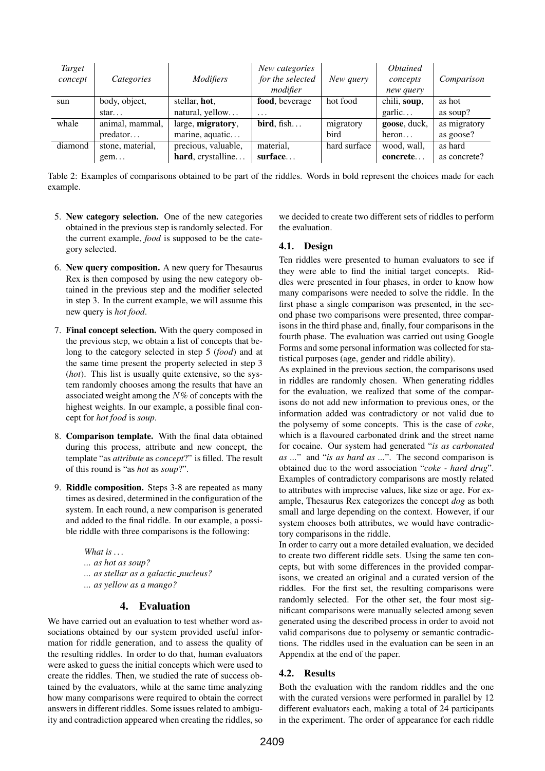| *Target concept* | *Categories* | *Modifiers* | *New categories for the selected modifier* | *New query* | *Obtained concepts new query* | *Comparison* |
|---|---|---|---|---|---|---|
| sun | body, object, star… | stellar, **hot**, natural, yellow… | **food**, beverage … | hot food | chili, **soup**, garlic… | as hot as soup? |
| whale | animal, mammal, predator… | large, **migratory**, marine, aquatic… | **bird**, fish… | migratory bird | **goose**, duck, heron… | as migratory as goose? |
| diamond | stone, material, gem… | precious, valuable, **hard**, crystalline… | material, **surface**… | hard surface | wood, wall, **concrete**… | as hard as concrete? |

Table 2: Examples of comparisons obtained to be part of the riddles. Words in bold represent the choices made for each example.

5. **New category selection.** One of the new categories obtained in the previous step is randomly selected. For the current example, *food* is supposed to be the category selected.

6. **New query composition.** A new query for Thesaurus Rex is then composed by using the new category obtained in the previous step and the modifier selected in step 3. In the current example, we will assume this new query is *hot food*.

7. **Final concept selection.** With the query composed in the previous step, we obtain a list of concepts that belong to the category selected in step 5 (*food*) and at the same time present the property selected in step 3 (*hot*). This list is usually quite extensive, so the system randomly chooses among the results that have an associated weight among the $N\%$ of concepts with the highest weights. In our example, a possible final concept for *hot food* is *soup*.

8. **Comparison template.** With the final data obtained during this process, attribute and new concept, the template "as *attribute* as *concept*?" is filled. The result of this round is "as *hot* as *soup*?".

9. **Riddle composition.** Steps 3-8 are repeated as many times as desired, determined in the configuration of the system. In each round, a new comparison is generated and added to the final riddle. In our example, a possible riddle with three comparisons is the following:

   *What is …*
   *... as hot as soup?*
   *... as stellar as a galactic_nucleus?*
   *... as yellow as a mango?*

## 4. Evaluation

We have carried out an evaluation to test whether word associations obtained by our system provided useful information for riddle generation, and to assess the quality of the resulting riddles. In order to do that, human evaluators were asked to guess the initial concepts which were used to create the riddles. Then, we studied the rate of success obtained by the evaluators, while at the same time analyzing how many comparisons were required to obtain the correct answers in different riddles. Some issues related to ambiguity and contradiction appeared when creating the riddles, so we decided to create two different sets of riddles to perform the evaluation.

### 4.1. Design

Ten riddles were presented to human evaluators to see if they were able to find the initial target concepts. Riddles were presented in four phases, in order to know how many comparisons were needed to solve the riddle. In the first phase a single comparison was presented, in the second phase two comparisons were presented, three comparisons in the third phase and, finally, four comparisons in the fourth phase. The evaluation was carried out using Google Forms and some personal information was collected for statistical purposes (age, gender and riddle ability).

As explained in the previous section, the comparisons used in riddles are randomly chosen. When generating riddles for the evaluation, we realized that some of the comparisons do not add new information to previous ones, or the information added was contradictory or not valid due to the polysemy of some concepts. This is the case of *coke*, which is a flavoured carbonated drink and the street name for cocaine. Our system had generated "*is as carbonated as ...*" and "*is as hard as ...*". The second comparison is obtained due to the word association "*coke - hard drug*". Examples of contradictory comparisons are mostly related to attributes with imprecise values, like size or age. For example, Thesaurus Rex categorizes the concept *dog* as both small and large depending on the context. However, if our system chooses both attributes, we would have contradictory comparisons in the riddle.

In order to carry out a more detailed evaluation, we decided to create two different riddle sets. Using the same ten concepts, but with some differences in the provided comparisons, we created an original and a curated version of the riddles. For the first set, the resulting comparisons were randomly selected. For the other set, the four most significant comparisons were manually selected among seven generated using the described process in order to avoid not valid comparisons due to polysemy or semantic contradictions. The riddles used in the evaluation can be seen in an Appendix at the end of the paper.

### 4.2. Results

Both the evaluation with the random riddles and the one with the curated versions were performed in parallel by 12 different evaluators each, making a total of 24 participants in the experiment. The order of appearance for each riddle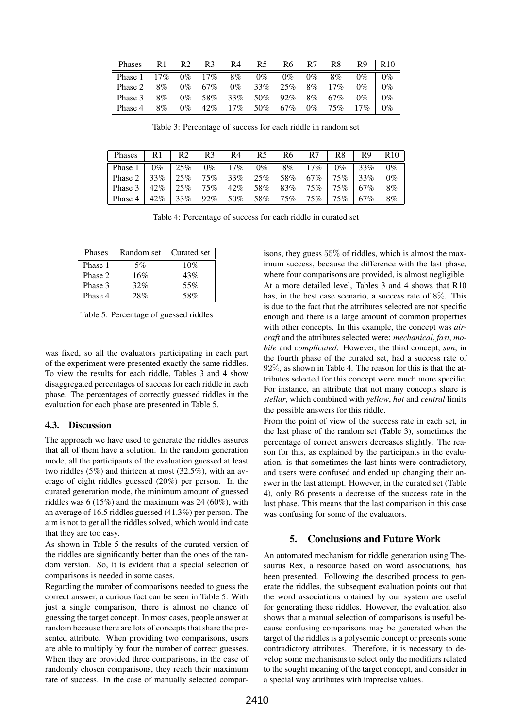| Phases | R1 | R2 | R3 | R4 | R5 | R6 | R7 | R8 | R9 | R10 |
|---|---|---|---|---|---|---|---|---|---|---|
| Phase 1 | 17% | 0% | 17% | 8% | 0% | 0% | 0% | 8% | 0% | 0% |
| Phase 2 | 8% | 0% | 67% | 0% | 33% | 25% | 8% | 17% | 0% | 0% |
| Phase 3 | 8% | 0% | 58% | 33% | 50% | 92% | 8% | 67% | 0% | 0% |
| Phase 4 | 8% | 0% | 42% | 17% | 50% | 67% | 0% | 75% | 17% | 0% |

Table 3: Percentage of success for each riddle in random set

| Phases | R1 | R2 | R3 | R4 | R5 | R6 | R7 | R8 | R9 | R10 |
|---|---|---|---|---|---|---|---|---|---|---|
| Phase 1 | 0% | 25% | 0% | 17% | 0% | 8% | 17% | 0% | 33% | 0% |
| Phase 2 | 33% | 25% | 75% | 33% | 25% | 58% | 67% | 75% | 33% | 0% |
| Phase 3 | 42% | 25% | 75% | 42% | 58% | 83% | 75% | 75% | 67% | 8% |
| Phase 4 | 42% | 33% | 92% | 50% | 58% | 75% | 75% | 75% | 67% | 8% |

Table 4: Percentage of success for each riddle in curated set

| Phases | Random set | Curated set |
|---|---|---|
| Phase 1 | 5% | 10% |
| Phase 2 | 16% | 43% |
| Phase 3 | 32% | 55% |
| Phase 4 | 28% | 58% |

Table 5: Percentage of guessed riddles

was fixed, so all the evaluators participating in each part of the experiment were presented exactly the same riddles. To view the results for each riddle, Tables 3 and 4 show disaggregated percentages of success for each riddle in each phase. The percentages of correctly guessed riddles in the evaluation for each phase are presented in Table 5.

### 4.3. Discussion

The approach we have used to generate the riddles assures that all of them have a solution. In the random generation mode, all the participants of the evaluation guessed at least two riddles (5%) and thirteen at most (32.5%), with an average of eight riddles guessed (20%) per person. In the curated generation mode, the minimum amount of guessed riddles was 6 (15%) and the maximum was 24 (60%), with an average of 16.5 riddles guessed (41.3%) per person. The aim is not to get all the riddles solved, which would indicate that they are too easy.

As shown in Table 5 the results of the curated version of the riddles are significantly better than the ones of the random version. So, it is evident that a special selection of comparisons is needed in some cases.

Regarding the number of comparisons needed to guess the correct answer, a curious fact can be seen in Table 5. With just a single comparison, there is almost no chance of guessing the target concept. In most cases, people answer at random because there are lots of concepts that share the presented attribute. When providing two comparisons, users are able to multiply by four the number of correct guesses. When they are provided three comparisons, in the case of randomly chosen comparisons, they reach their maximum rate of success. In the case of manually selected comparisons, they guess $55\%$ of riddles, which is almost the maximum success, because the difference with the last phase, where four comparisons are provided, is almost negligible.

At a more detailed level, Tables 3 and 4 shows that R10 has, in the best case scenario, a success rate of $8\%$. This is due to the fact that the attributes selected are not specific enough and there is a large amount of common properties with other concepts. In this example, the concept was *aircraft* and the attributes selected were: *mechanical*, *fast*, *mobile* and *complicated*. However, the third concept, *sun*, in the fourth phase of the curated set, had a success rate of $92\%$, as shown in Table 4. The reason for this is that the attributes selected for this concept were much more specific. For instance, an attribute that not many concepts share is *stellar*, which combined with *yellow*, *hot* and *central* limits the possible answers for this riddle.

From the point of view of the success rate in each set, in the last phase of the random set (Table 3), sometimes the percentage of correct answers decreases slightly. The reason for this, as explained by the participants in the evaluation, is that sometimes the last hints were contradictory, and users were confused and ended up changing their answer in the last attempt. However, in the curated set (Table 4), only R6 presents a decrease of the success rate in the last phase. This means that the last comparison in this case was confusing for some of the evaluators.

## 5. Conclusions and Future Work

An automated mechanism for riddle generation using Thesaurus Rex, a resource based on word associations, has been presented. Following the described process to generate the riddles, the subsequent evaluation points out that the word associations obtained by our system are useful for generating these riddles. However, the evaluation also shows that a manual selection of comparisons is useful because confusing comparisons may be generated when the target of the riddles is a polysemic concept or presents some contradictory attributes. Therefore, it is necessary to develop some mechanisms to select only the modifiers related to the sought meaning of the target concept, and consider in a special way attributes with imprecise values.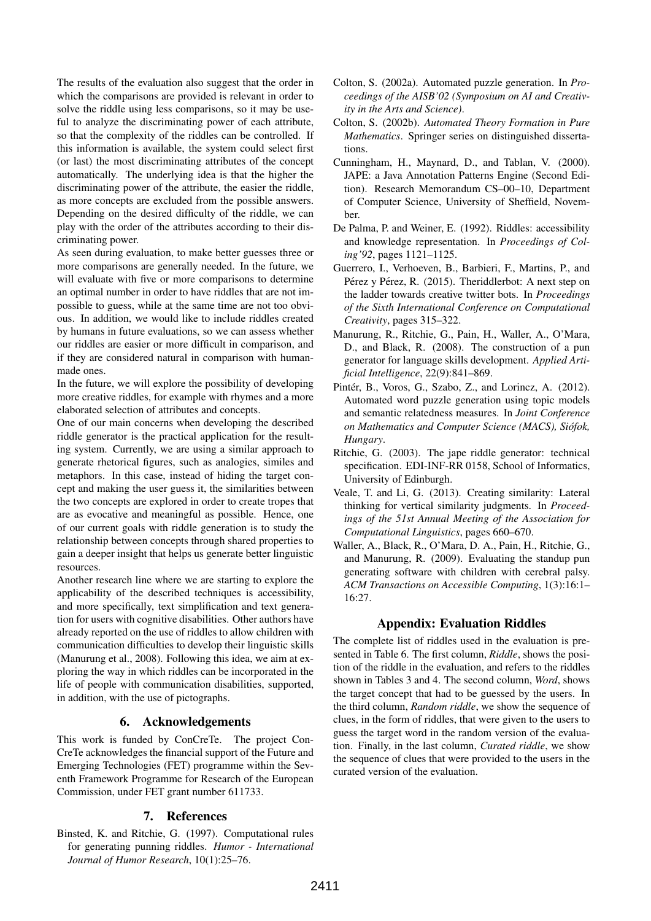The results of the evaluation also suggest that the order in which the comparisons are provided is relevant in order to solve the riddle using less comparisons, so it may be useful to analyze the discriminating power of each attribute, so that the complexity of the riddles can be controlled. If this information is available, the system could select first (or last) the most discriminating attributes of the concept automatically. The underlying idea is that the higher the discriminating power of the attribute, the easier the riddle, as more concepts are excluded from the possible answers. Depending on the desired difficulty of the riddle, we can play with the order of the attributes according to their discriminating power.

As seen during evaluation, to make better guesses three or more comparisons are generally needed. In the future, we will evaluate with five or more comparisons to determine an optimal number in order to have riddles that are not impossible to guess, while at the same time are not too obvious. In addition, we would like to include riddles created by humans in future evaluations, so we can assess whether our riddles are easier or more difficult in comparison, and if they are considered natural in comparison with human-made ones.

In the future, we will explore the possibility of developing more creative riddles, for example with rhymes and a more elaborated selection of attributes and concepts.

One of our main concerns when developing the described riddle generator is the practical application for the resulting system. Currently, we are using a similar approach to generate rhetorical figures, such as analogies, similes and metaphors. In this case, instead of hiding the target concept and making the user guess it, the similarities between the two concepts are explored in order to create tropes that are as evocative and meaningful as possible. Hence, one of our current goals with riddle generation is to study the relationship between concepts through shared properties to gain a deeper insight that helps us generate better linguistic resources.

Another research line where we are starting to explore the applicability of the described techniques is accessibility, and more specifically, text simplification and text generation for users with cognitive disabilities. Other authors have already reported on the use of riddles to allow children with communication difficulties to develop their linguistic skills (Manurung et al., 2008). Following this idea, we aim at exploring the way in which riddles can be incorporated in the life of people with communication disabilities, supported, in addition, with the use of pictographs.

## 6. Acknowledgements

This work is funded by ConCreTe. The project ConCreTe acknowledges the financial support of the Future and Emerging Technologies (FET) programme within the Seventh Framework Programme for Research of the European Commission, under FET grant number 611733.

## 7. References

Binsted, K. and Ritchie, G. (1997). Computational rules for generating punning riddles. *Humor - International Journal of Humor Research*, 10(1):25–76.

Colton, S. (2002a). Automated puzzle generation. In *Proceedings of the AISB'02 (Symposium on AI and Creativity in the Arts and Science)*.

Colton, S. (2002b). *Automated Theory Formation in Pure Mathematics*. Springer series on distinguished dissertations.

Cunningham, H., Maynard, D., and Tablan, V. (2000). JAPE: a Java Annotation Patterns Engine (Second Edition). Research Memorandum CS–00–10, Department of Computer Science, University of Sheffield, November.

De Palma, P. and Weiner, E. (1992). Riddles: accessibility and knowledge representation. In *Proceedings of Coling'92*, pages 1121–1125.

Guerrero, I., Verhoeven, B., Barbieri, F., Martins, P., and Pérez y Pérez, R. (2015). Theriddlerbot: A next step on the ladder towards creative twitter bots. In *Proceedings of the Sixth International Conference on Computational Creativity*, pages 315–322.

Manurung, R., Ritchie, G., Pain, H., Waller, A., O'Mara, D., and Black, R. (2008). The construction of a pun generator for language skills development. *Applied Artificial Intelligence*, 22(9):841–869.

Pintér, B., Voros, G., Szabo, Z., and Lorincz, A. (2012). Automated word puzzle generation using topic models and semantic relatedness measures. In *Joint Conference on Mathematics and Computer Science (MACS), Siófok, Hungary*.

Ritchie, G. (2003). The jape riddle generator: technical specification. EDI-INF-RR 0158, School of Informatics, University of Edinburgh.

Veale, T. and Li, G. (2013). Creating similarity: Lateral thinking for vertical similarity judgments. In *Proceedings of the 51st Annual Meeting of the Association for Computational Linguistics*, pages 660–670.

Waller, A., Black, R., O'Mara, D. A., Pain, H., Ritchie, G., and Manurung, R. (2009). Evaluating the standup pun generating software with children with cerebral palsy. *ACM Transactions on Accessible Computing*, 1(3):16:1–16:27.

## Appendix: Evaluation Riddles

The complete list of riddles used in the evaluation is presented in Table 6. The first column, *Riddle*, shows the position of the riddle in the evaluation, and refers to the riddles shown in Tables 3 and 4. The second column, *Word*, shows the target concept that had to be guessed by the users. In the third column, *Random riddle*, we show the sequence of clues, in the form of riddles, that were given to the users to guess the target word in the random version of the evaluation. Finally, in the last column, *Curated riddle*, we show the sequence of clues that were provided to the users in the curated version of the evaluation.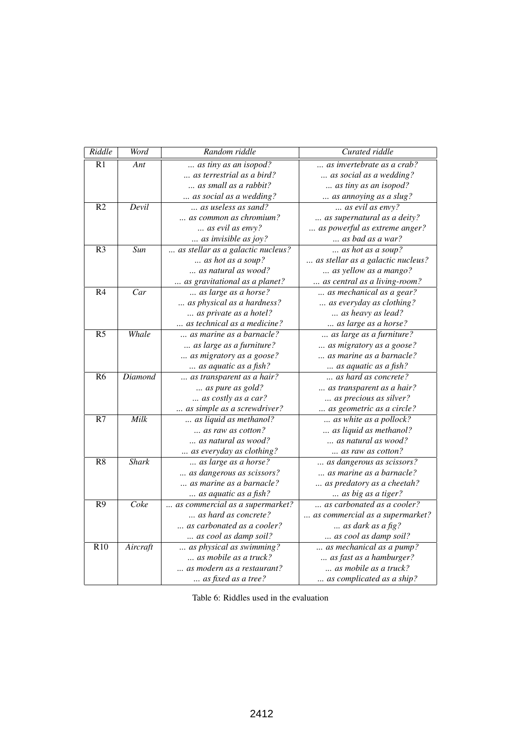| *Riddle* | *Word* | *Random riddle* | *Curated riddle* |
|---|---|---|---|
| R1 | *Ant* | *... as tiny as an isopod?* | *... as invertebrate as a crab?* |
| | | *... as terrestrial as a bird?* | *... as social as a wedding?* |
| | | *... as small as a rabbit?* | *... as tiny as an isopod?* |
| | | *... as social as a wedding?* | *... as annoying as a slug?* |
| R2 | *Devil* | *... as useless as sand?* | *... as evil as envy?* |
| | | *... as common as chromium?* | *... as supernatural as a deity?* |
| | | *... as evil as envy?* | *... as powerful as extreme anger?* |
| | | *... as invisible as joy?* | *... as bad as a war?* |
| R3 | *Sun* | *... as stellar as a galactic nucleus?* | *... as hot as a soup?* |
| | | *... as hot as a soup?* | *... as stellar as a galactic nucleus?* |
| | | *... as natural as wood?* | *... as yellow as a mango?* |
| | | *... as gravitational as a planet?* | *... as central as a living-room?* |
| R4 | *Car* | *... as large as a horse?* | *... as mechanical as a gear?* |
| | | *... as physical as a hardness?* | *... as everyday as clothing?* |
| | | *... as private as a hotel?* | *... as heavy as lead?* |
| | | *... as technical as a medicine?* | *... as large as a horse?* |
| R5 | *Whale* | *... as marine as a barnacle?* | *... as large as a furniture?* |
| | | *... as large as a furniture?* | *... as migratory as a goose?* |
| | | *... as migratory as a goose?* | *... as marine as a barnacle?* |
| | | *... as aquatic as a fish?* | *... as aquatic as a fish?* |
| R6 | *Diamond* | *... as transparent as a hair?* | *... as hard as concrete?* |
| | | *... as pure as gold?* | *... as transparent as a hair?* |
| | | *... as costly as a car?* | *... as precious as silver?* |
| | | *... as simple as a screwdriver?* | *... as geometric as a circle?* |
| R7 | *Milk* | *... as liquid as methanol?* | *... as white as a pollock?* |
| | | *... as raw as cotton?* | *... as liquid as methanol?* |
| | | *... as natural as wood?* | *... as natural as wood?* |
| | | *... as everyday as clothing?* | *... as raw as cotton?* |
| R8 | *Shark* | *... as large as a horse?* | *... as dangerous as scissors?* |
| | | *... as dangerous as scissors?* | *... as marine as a barnacle?* |
| | | *... as marine as a barnacle?* | *... as predatory as a cheetah?* |
| | | *... as aquatic as a fish?* | *... as big as a tiger?* |
| R9 | *Coke* | *... as commercial as a supermarket?* | *... as carbonated as a cooler?* |
| | | *... as hard as concrete?* | *... as commercial as a supermarket?* |
| | | *... as carbonated as a cooler?* | *... as dark as a fig?* |
| | | *... as cool as damp soil?* | *... as cool as damp soil?* |
| R10 | *Aircraft* | *... as physical as swimming?* | *... as mechanical as a pump?* |
| | | *... as mobile as a truck?* | *... as fast as a hamburger?* |
| | | *... as modern as a restaurant?* | *... as mobile as a truck?* |
| | | *... as fixed as a tree?* | *... as complicated as a ship?* |

Table 6: Riddles used in the evaluation